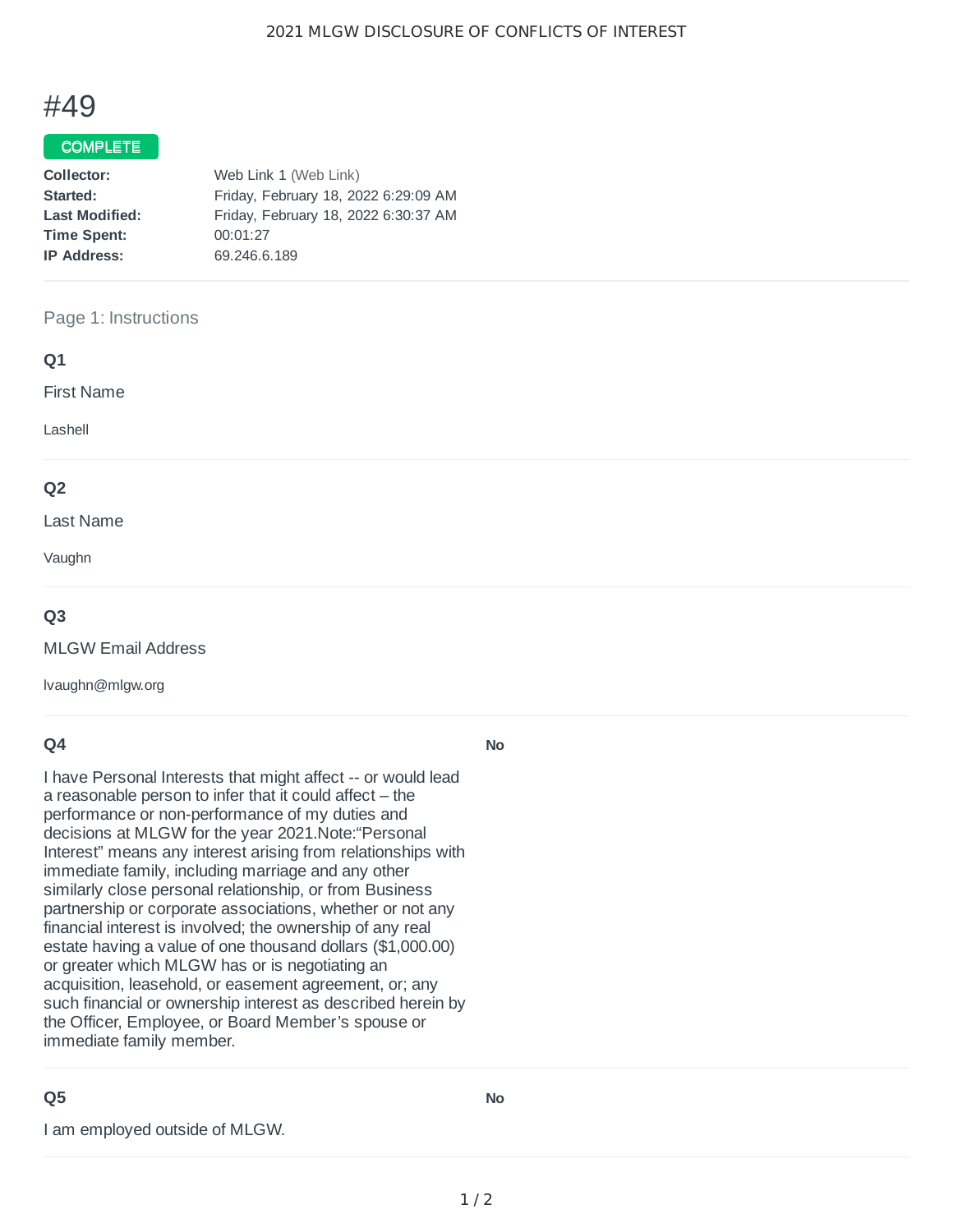# #49

**COMPLETE**

**Collector:** Web Link 1 (Web Link)
**Started:** Friday, February 18, 2022 6:29:09 AM
**Last Modified:** Friday, February 18, 2022 6:30:37 AM
**Time Spent:** 00:01:27
**IP Address:** 69.246.6.189

---

## Page 1: Instructions

### Q1

First Name

Lashell

---

### Q2

Last Name

Vaughn

---

### Q3

MLGW Email Address

lvaughn@mlgw.org

---

### Q4

I have Personal Interests that might affect -- or would lead a reasonable person to infer that it could affect – the performance or non-performance of my duties and decisions at MLGW for the year 2021.Note:“Personal Interest” means any interest arising from relationships with immediate family, including marriage and any other similarly close personal relationship, or from Business partnership or corporate associations, whether or not any financial interest is involved; the ownership of any real estate having a value of one thousand dollars ($1,000.00) or greater which MLGW has or is negotiating an acquisition, leasehold, or easement agreement, or; any such financial or ownership interest as described herein by the Officer, Employee, or Board Member’s spouse or immediate family member.

**No**

---

### Q5

I am employed outside of MLGW.

**No**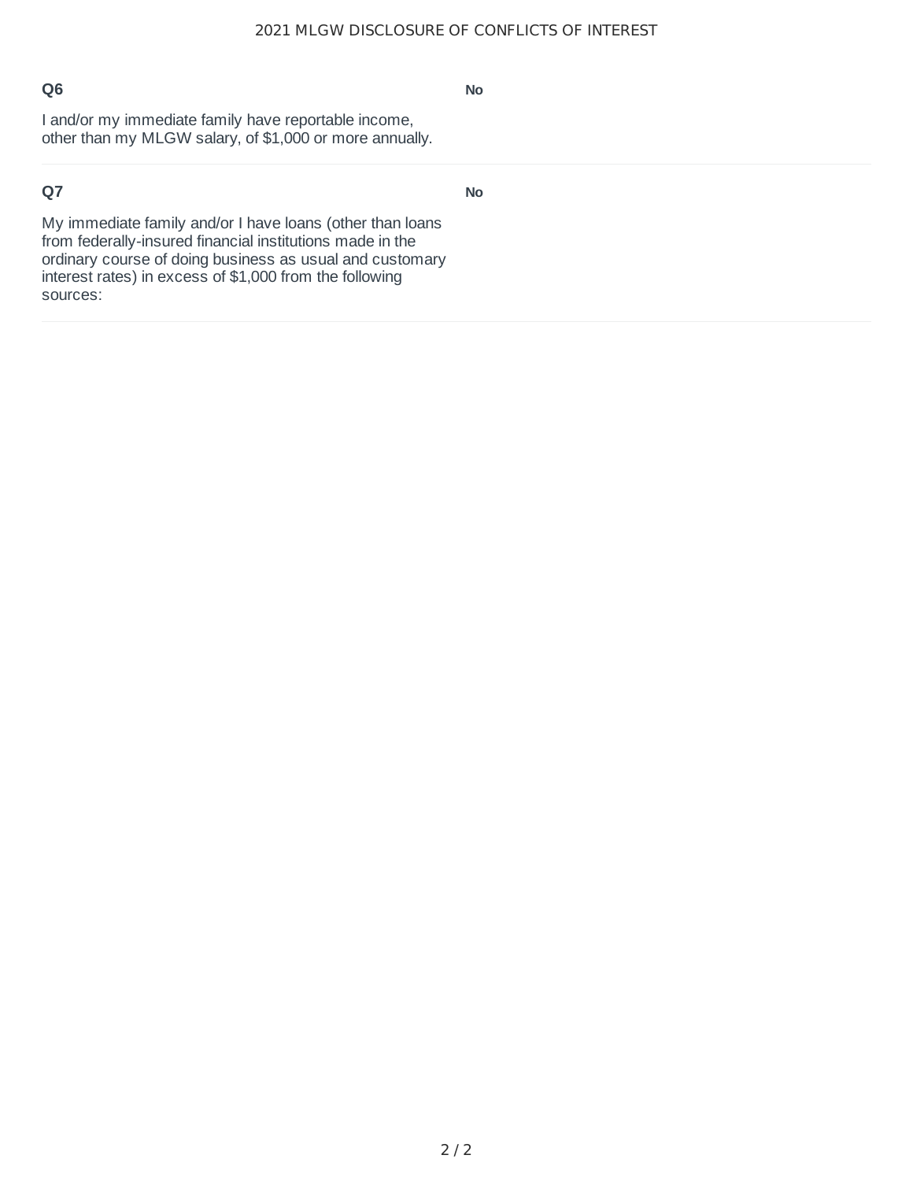**Q6**

I and/or my immediate family have reportable income, other than my MLGW salary, of $1,000 or more annually.

**No**

**Q7**

My immediate family and/or I have loans (other than loans from federally-insured financial institutions made in the ordinary course of doing business as usual and customary interest rates) in excess of $1,000 from the following sources:

**No**